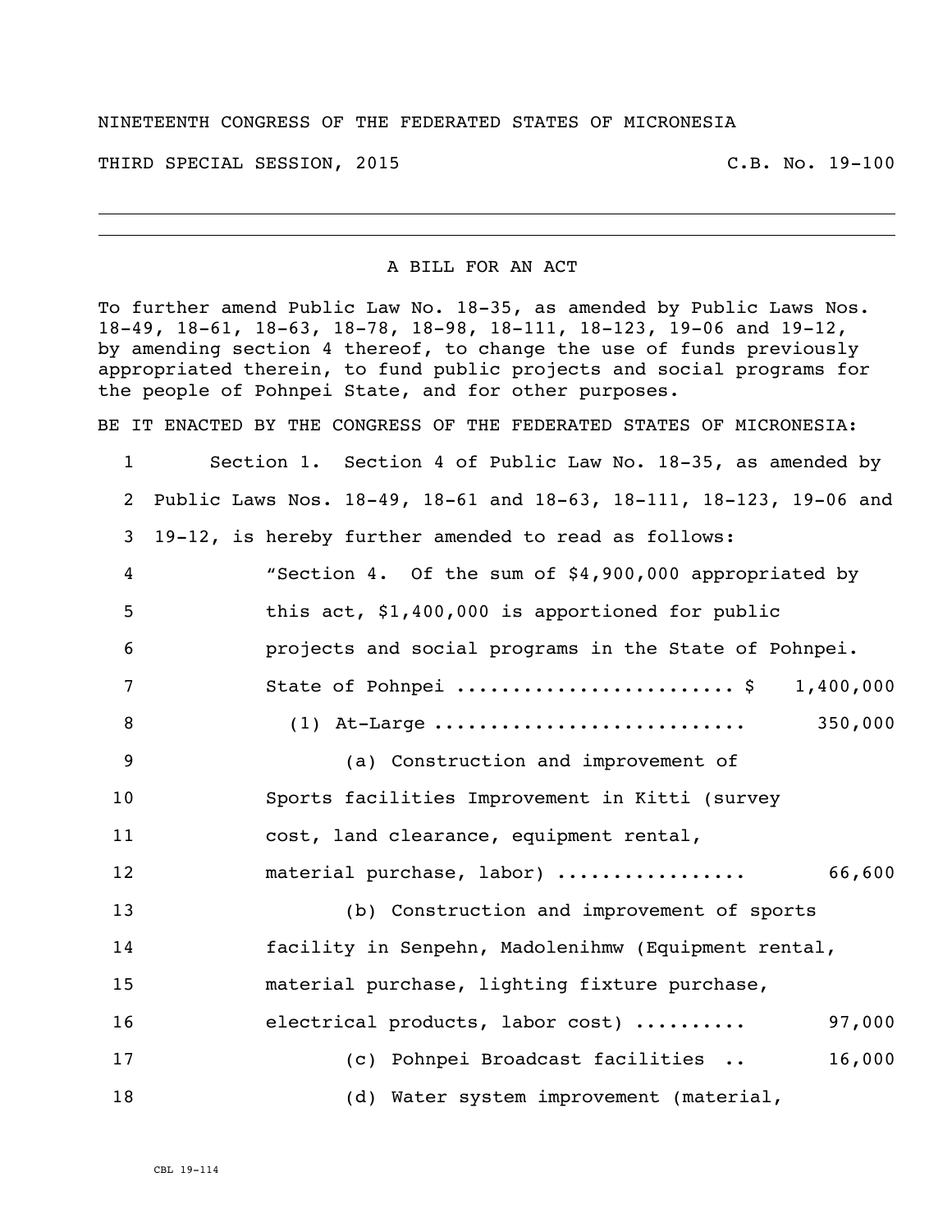NINETEENTH CONGRESS OF THE FEDERATED STATES OF MICRONESIA

THIRD SPECIAL SESSION, 2015 C.B. No. 19-100

---

A BILL FOR AN ACT

To further amend Public Law No. 18-35, as amended by Public Laws Nos. 18-49, 18-61, 18-63, 18-78, 18-98, 18-111, 18-123, 19-06 and 19-12, by amending section 4 thereof, to change the use of funds previously appropriated therein, to fund public projects and social programs for the people of Pohnpei State, and for other purposes.

BE IT ENACTED BY THE CONGRESS OF THE FEDERATED STATES OF MICRONESIA:

1 Section 1. Section 4 of Public Law No. 18-35, as amended by
2 Public Laws Nos. 18-49, 18-61 and 18-63, 18-111, 18-123, 19-06 and
3 19-12, is hereby further amended to read as follows:
4 "Section 4. Of the sum of $4,900,000 appropriated by
5 this act, $1,400,000 is apportioned for public
6 projects and social programs in the State of Pohnpei.
7 State of Pohnpei ........................ $ 1,400,000
8 (1) At-Large ........................... 350,000
9 (a) Construction and improvement of
10 Sports facilities Improvement in Kitti (survey
11 cost, land clearance, equipment rental,
12 material purchase, labor) ................ 66,600
13 (b) Construction and improvement of sports
14 facility in Senpehn, Madolenihmw (Equipment rental,
15 material purchase, lighting fixture purchase,
16 electrical products, labor cost) .......... 97,000
17 (c) Pohnpei Broadcast facilities .. 16,000
18 (d) Water system improvement (material,

CBL 19-114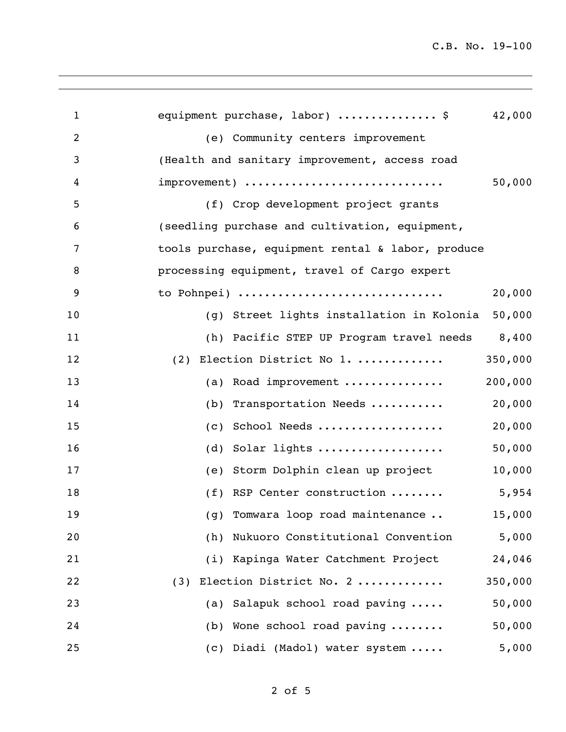equipment purchase, labor) .............. $ 42,000

(e) Community centers improvement (Health and sanitary improvement, access road improvement) ............................ 50,000

(f) Crop development project grants (seedling purchase and cultivation, equipment, tools purchase, equipment rental & labor, produce processing equipment, travel of Cargo expert to Pohnpei) ............................ 20,000

(g) Street lights installation in Kolonia 50,000

(h) Pacific STEP UP Program travel needs 8,400

(2) Election District No 1. ............ 350,000

(a) Road improvement .............. 200,000

(b) Transportation Needs .......... 20,000

(c) School Needs .................. 20,000

(d) Solar lights .................. 50,000

(e) Storm Dolphin clean up project 10,000

(f) RSP Center construction ........ 5,954

(g) Tomwara loop road maintenance .. 15,000

(h) Nukuoro Constitutional Convention 5,000

(i) Kapinga Water Catchment Project 24,046

(3) Election District No. 2 ............ 350,000

(a) Salapuk school road paving ..... 50,000

(b) Wone school road paving ........ 50,000

(c) Diadi (Madol) water system ..... 5,000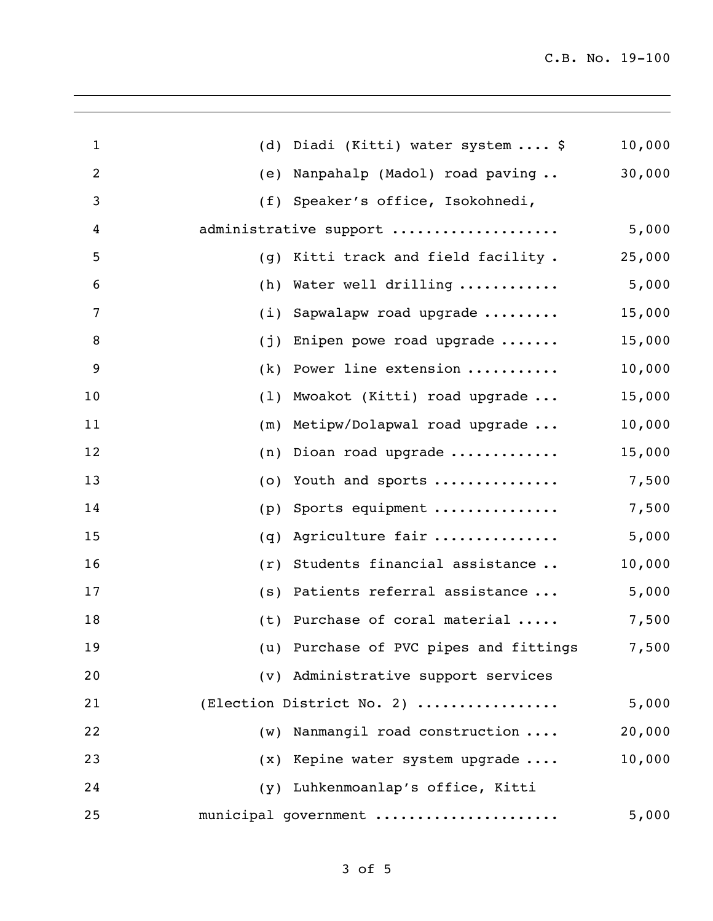(d) Diadi (Kitti) water system .... $ 10,000

(e) Nanpahalp (Madol) road paving .. 30,000

(f) Speaker's office, Isokohnedi, administrative support ................... 5,000

(g) Kitti track and field facility . 25,000

(h) Water well drilling ........... 5,000

(i) Sapwalapw road upgrade ......... 15,000

(j) Enipen powe road upgrade ....... 15,000

(k) Power line extension .......... 10,000

(l) Mwoakot (Kitti) road upgrade ... 15,000

(m) Metipw/Dolapwal road upgrade ... 10,000

(n) Dioan road upgrade ............ 15,000

(o) Youth and sports .............. 7,500

(p) Sports equipment .............. 7,500

(q) Agriculture fair .............. 5,000

(r) Students financial assistance .. 10,000

(s) Patients referral assistance ... 5,000

(t) Purchase of coral material ..... 7,500

(u) Purchase of PVC pipes and fittings 7,500

(v) Administrative support services (Election District No. 2) ................ 5,000

(w) Nanmangil road construction .... 20,000

(x) Kepine water system upgrade .... 10,000

(y) Luhkenmoanlap's office, Kitti municipal government ..................... 5,000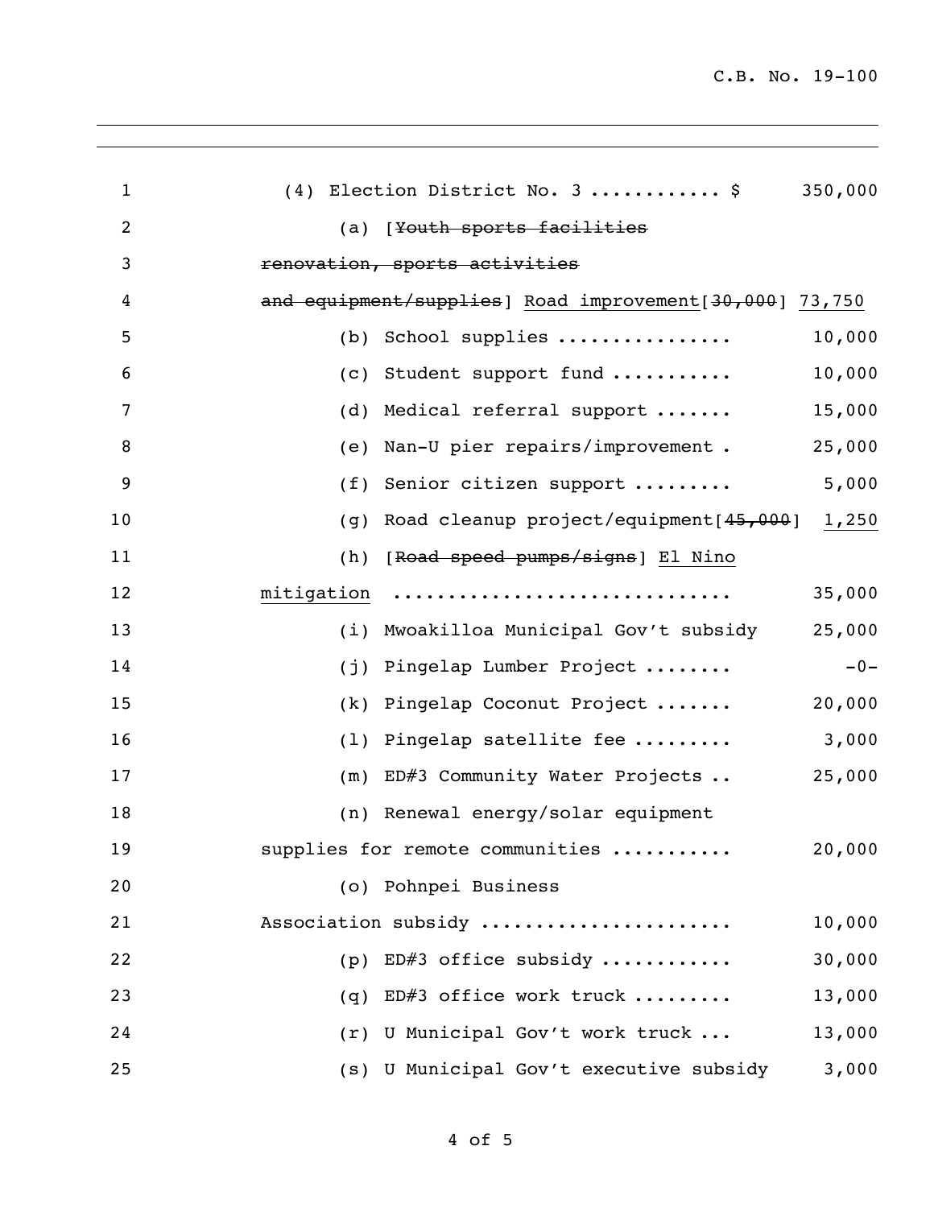(4) Election District No. 3 ........... $ 350,000

(a) [~~Youth sports facilities renovation, sports activities and equipment/supplies~~] <u>Road improvement</u>[~~30,000~~] <u>73,750</u>

(b) School supplies ............... 10,000

(c) Student support fund .......... 10,000

(d) Medical referral support ....... 15,000

(e) Nan-U pier repairs/improvement . 25,000

(f) Senior citizen support ......... 5,000

(g) Road cleanup project/equipment[~~45,000~~] <u>1,250</u>

(h) [~~Road speed pumps/signs~~] <u>El Nino mitigation</u> ............................ 35,000

(i) Mwoakilloa Municipal Gov't subsidy 25,000

(j) Pingelap Lumber Project ........ -0-

(k) Pingelap Coconut Project ....... 20,000

(l) Pingelap satellite fee ......... 3,000

(m) ED#3 Community Water Projects .. 25,000

(n) Renewal energy/solar equipment supplies for remote communities .......... 20,000

(o) Pohnpei Business Association subsidy ...................... 10,000

(p) ED#3 office subsidy ........... 30,000

(q) ED#3 office work truck ......... 13,000

(r) U Municipal Gov't work truck ... 13,000

(s) U Municipal Gov't executive subsidy 3,000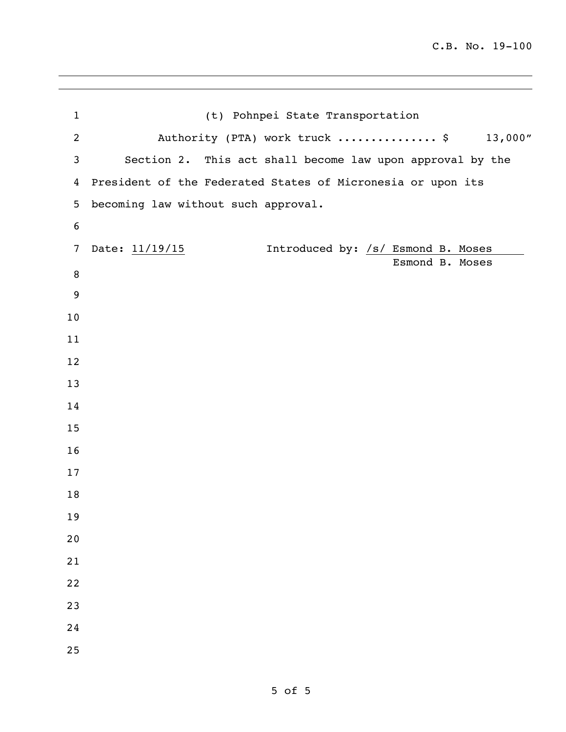(t) Pohnpei State Transportation Authority (PTA) work truck .............. $ 13,000"

Section 2. This act shall become law upon approval by the President of the Federated States of Micronesia or upon its becoming law without such approval.

Date: 11/19/15

Introduced by: /s/ Esmond B. Moses
Esmond B. Moses